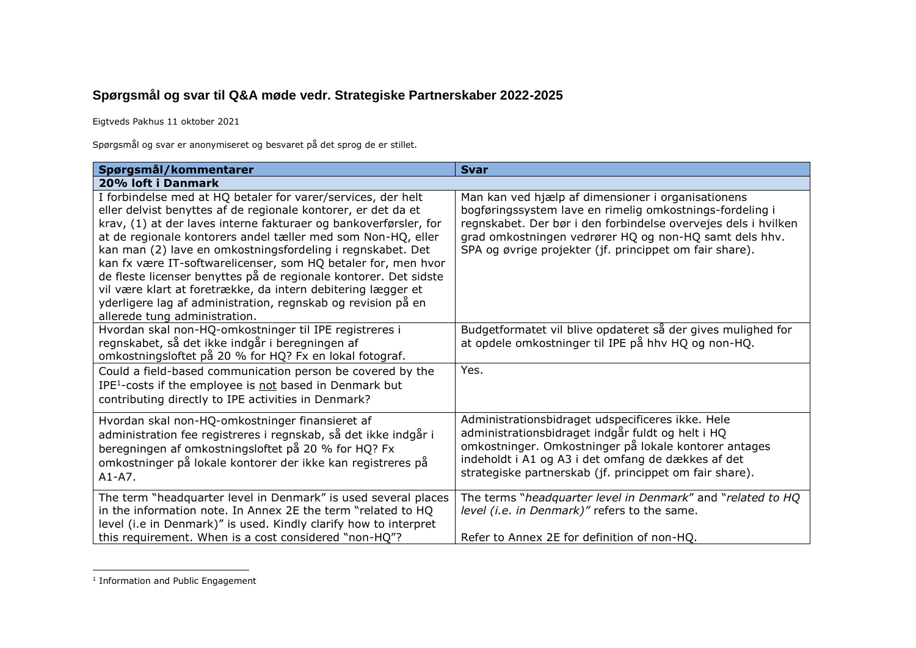## Spørgsmål og svar til Q&A møde vedr. Strategiske Partnerskaber 2022-2025

Eigtveds Pakhus 11 oktober 2021

Spørgsmål og svar er anonymiseret og besvaret på det sprog de er stillet.

| Spørgsmål/kommentarer | Svar |
|---|---|
| **20% loft i Danmark** | |
| I forbindelse med at HQ betaler for varer/services, der helt eller delvist benyttes af de regionale kontorer, er det da et krav, (1) at der laves interne fakturaer og bankoverførsler, for at de regionale kontorers andel tæller med som Non-HQ, eller kan man (2) lave en omkostningsfordeling i regnskabet. Det kan fx være IT-softwarelicenser, som HQ betaler for, men hvor de fleste licenser benyttes på de regionale kontorer. Det sidste vil være klart at foretrække, da intern debitering lægger et yderligere lag af administration, regnskab og revision på en allerede tung administration. | Man kan ved hjælp af dimensioner i organisationens bogføringssystem lave en rimelig omkostnings-fordeling i regnskabet. Der bør i den forbindelse overvejes dels i hvilken grad omkostningen vedrører HQ og non-HQ samt dels hhv. SPA og øvrige projekter (jf. princippet om fair share). |
| Hvordan skal non-HQ-omkostninger til IPE registreres i regnskabet, så det ikke indgår i beregningen af omkostningsloftet på 20 % for HQ? Fx en lokal fotograf. | Budgetformatet vil blive opdateret så der gives mulighed for at opdele omkostninger til IPE på hhv HQ og non-HQ. |
| Could a field-based communication person be covered by the IPE[1]-costs if the employee is <u>not</u> based in Denmark but contributing directly to IPE activities in Denmark? | Yes. |
| Hvordan skal non-HQ-omkostninger finansieret af administration fee registreres i regnskab, så det ikke indgår i beregningen af omkostningsloftet på 20 % for HQ? Fx omkostninger på lokale kontorer der ikke kan registreres på A1-A7. | Administrationsbidraget udspecificeres ikke. Hele administrationsbidraget indgår fuldt og helt i HQ omkostninger. Omkostninger på lokale kontorer antages indeholdt i A1 og A3 i det omfang de dækkes af det strategiske partnerskab (jf. princippet om fair share). |
| The term "headquarter level in Denmark" is used several places in the information note. In Annex 2E the term "related to HQ level (i.e in Denmark)" is used. Kindly clarify how to interpret this requirement. When is a cost considered "non-HQ"? | The terms "*headquarter level in Denmark*" and "*related to HQ level (i.e. in Denmark)*" refers to the same.<br><br>Refer to Annex 2E for definition of non-HQ. |

[1] Information and Public Engagement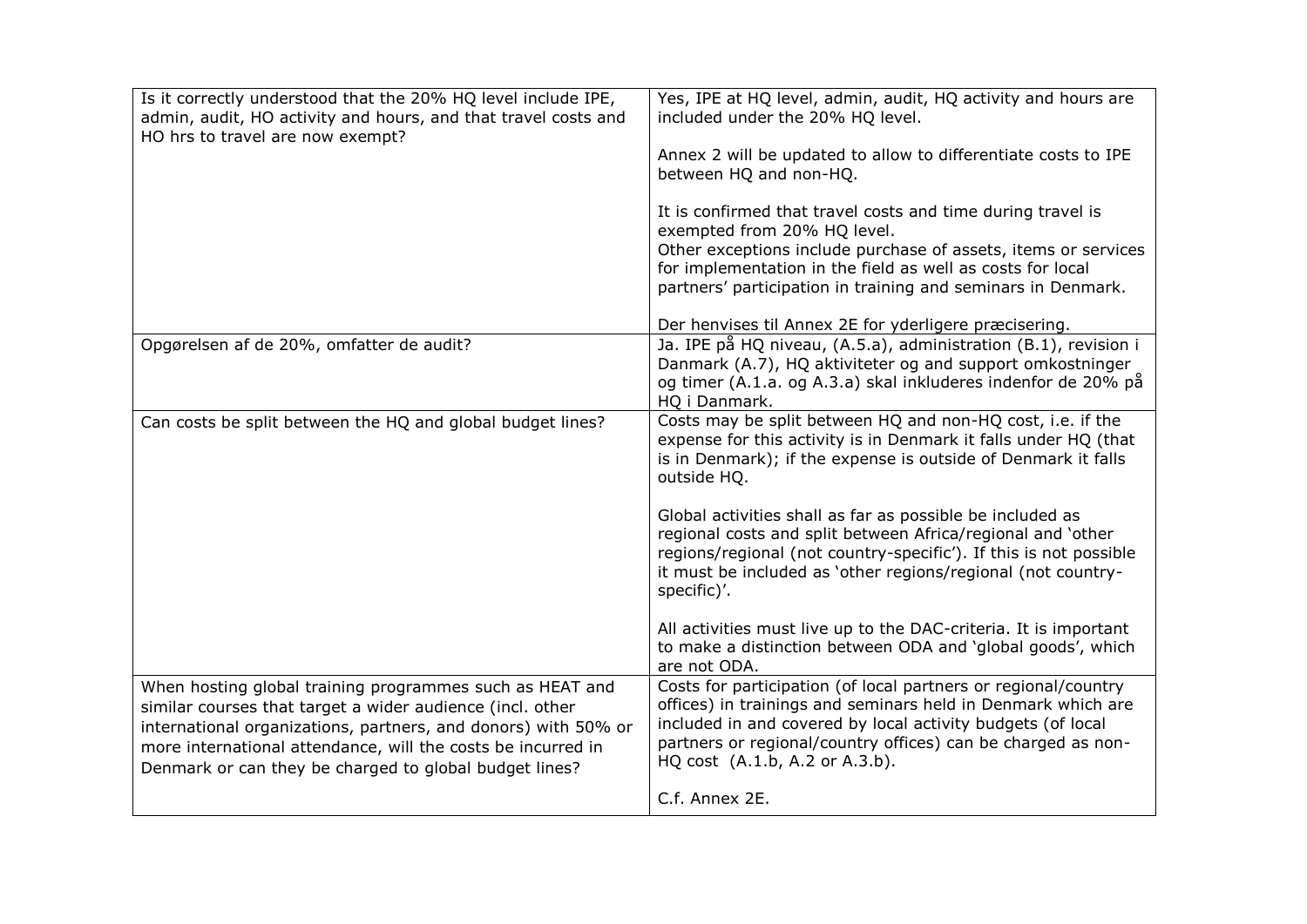| | |
|---|---|
| Is it correctly understood that the 20% HQ level include IPE, admin, audit, HO activity and hours, and that travel costs and HO hrs to travel are now exempt? | Yes, IPE at HQ level, admin, audit, HQ activity and hours are included under the 20% HQ level.<br><br>Annex 2 will be updated to allow to differentiate costs to IPE between HQ and non-HQ.<br><br>It is confirmed that travel costs and time during travel is exempted from 20% HQ level.<br>Other exceptions include purchase of assets, items or services for implementation in the field as well as costs for local partners' participation in training and seminars in Denmark.<br><br>Der henvises til Annex 2E for yderligere præcisering. |
| Opgørelsen af de 20%, omfatter de audit? | Ja. IPE på HQ niveau, (A.5.a), administration (B.1), revision i Danmark (A.7), HQ aktiviteter og and support omkostninger og timer (A.1.a. og A.3.a) skal inkluderes indenfor de 20% på HQ i Danmark. |
| Can costs be split between the HQ and global budget lines? | Costs may be split between HQ and non-HQ cost, i.e. if the expense for this activity is in Denmark it falls under HQ (that is in Denmark); if the expense is outside of Denmark it falls outside HQ.<br><br>Global activities shall as far as possible be included as regional costs and split between Africa/regional and 'other regions/regional (not country-specific'). If this is not possible it must be included as 'other regions/regional (not country-specific)'.<br><br>All activities must live up to the DAC-criteria. It is important to make a distinction between ODA and 'global goods', which are not ODA. |
| When hosting global training programmes such as HEAT and similar courses that target a wider audience (incl. other international organizations, partners, and donors) with 50% or more international attendance, will the costs be incurred in Denmark or can they be charged to global budget lines? | Costs for participation (of local partners or regional/country offices) in trainings and seminars held in Denmark which are included in and covered by local activity budgets (of local partners or regional/country offices) can be charged as non-HQ cost (A.1.b, A.2 or A.3.b).<br><br>C.f. Annex 2E. |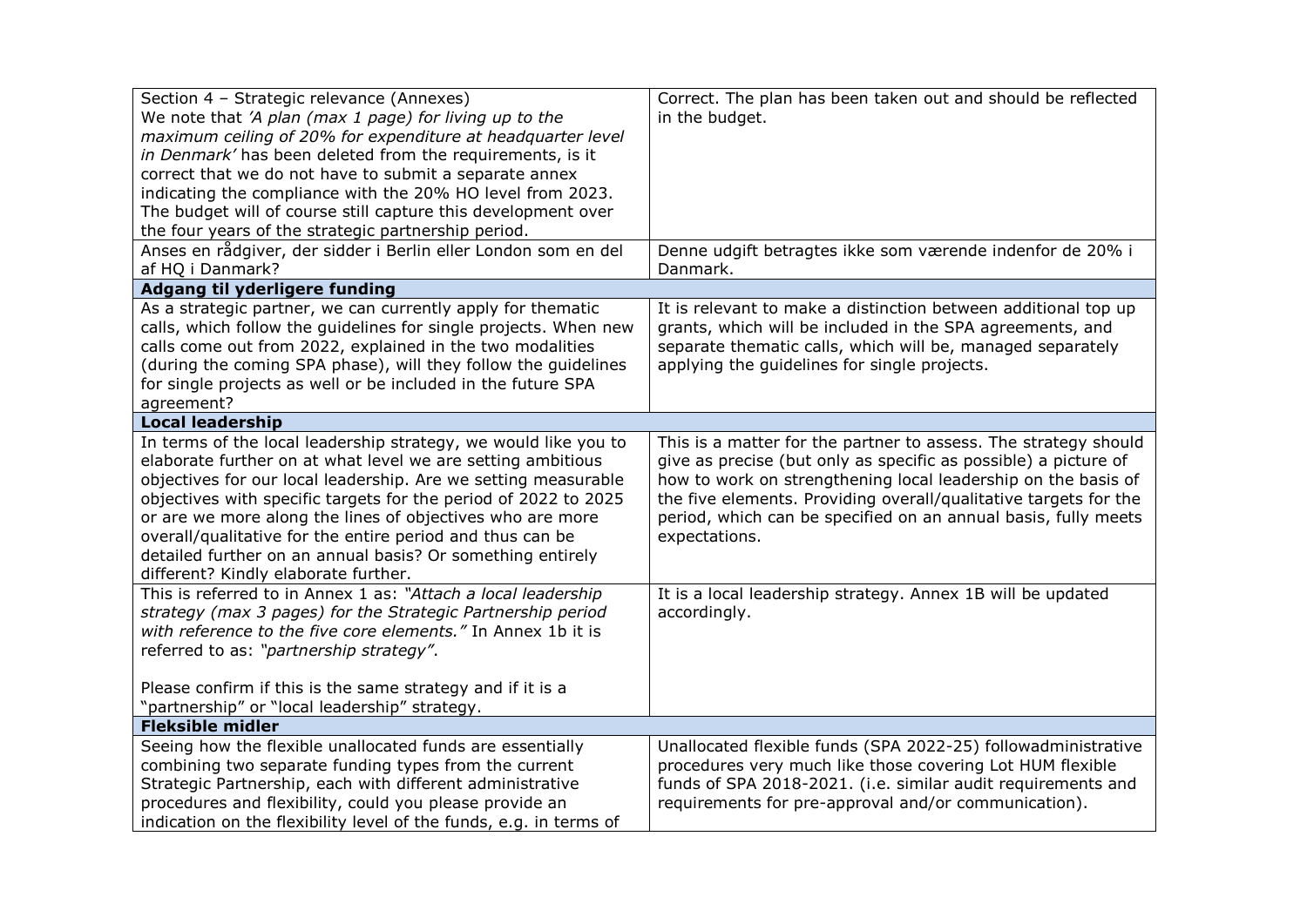| | |
|---|---|
| Section 4 – Strategic relevance (Annexes)<br>We note that *'A plan (max 1 page) for living up to the maximum ceiling of 20% for expenditure at headquarter level in Denmark'* has been deleted from the requirements, is it correct that we do not have to submit a separate annex indicating the compliance with the 20% HO level from 2023. The budget will of course still capture this development over the four years of the strategic partnership period. | Correct. The plan has been taken out and should be reflected in the budget. |
| Anses en rådgiver, der sidder i Berlin eller London som en del af HQ i Danmark? | Denne udgift betragtes ikke som værende indenfor de 20% i Danmark. |
| **Adgang til yderligere funding** | |
| As a strategic partner, we can currently apply for thematic calls, which follow the guidelines for single projects. When new calls come out from 2022, explained in the two modalities (during the coming SPA phase), will they follow the guidelines for single projects as well or be included in the future SPA agreement? | It is relevant to make a distinction between additional top up grants, which will be included in the SPA agreements, and separate thematic calls, which will be, managed separately applying the guidelines for single projects. |
| **Local leadership** | |
| In terms of the local leadership strategy, we would like you to elaborate further on at what level we are setting ambitious objectives for our local leadership. Are we setting measurable objectives with specific targets for the period of 2022 to 2025 or are we more along the lines of objectives who are more overall/qualitative for the entire period and thus can be detailed further on an annual basis? Or something entirely different? Kindly elaborate further. | This is a matter for the partner to assess. The strategy should give as precise (but only as specific as possible) a picture of how to work on strengthening local leadership on the basis of the five elements. Providing overall/qualitative targets for the period, which can be specified on an annual basis, fully meets expectations. |
| This is referred to in Annex 1 as: *"Attach a local leadership strategy (max 3 pages) for the Strategic Partnership period with reference to the five core elements."* In Annex 1b it is referred to as: *"partnership strategy"*.<br><br>Please confirm if this is the same strategy and if it is a "partnership" or "local leadership" strategy. | It is a local leadership strategy. Annex 1B will be updated accordingly. |
| **Fleksible midler** | |
| Seeing how the flexible unallocated funds are essentially combining two separate funding types from the current Strategic Partnership, each with different administrative procedures and flexibility, could you please provide an indication on the flexibility level of the funds, e.g. in terms of | Unallocated flexible funds (SPA 2022-25) followadministrative procedures very much like those covering Lot HUM flexible funds of SPA 2018-2021. (i.e. similar audit requirements and requirements for pre-approval and/or communication). |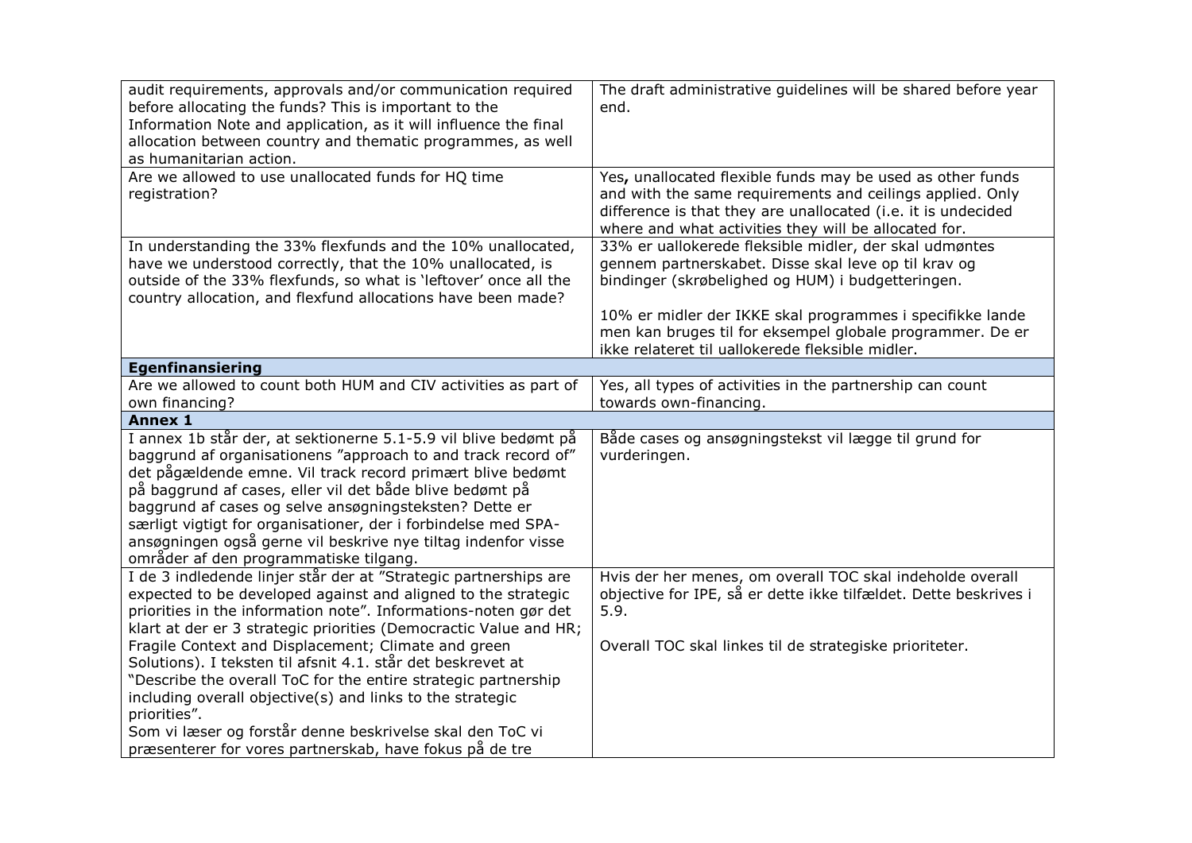| | |
|---|---|
| audit requirements, approvals and/or communication required before allocating the funds? This is important to the Information Note and application, as it will influence the final allocation between country and thematic programmes, as well as humanitarian action. | The draft administrative guidelines will be shared before year end. |
| Are we allowed to use unallocated funds for HQ time registration? | Yes**,** unallocated flexible funds may be used as other funds and with the same requirements and ceilings applied. Only difference is that they are unallocated (i.e. it is undecided where and what activities they will be allocated for. |
| In understanding the 33% flexfunds and the 10% unallocated, have we understood correctly, that the 10% unallocated, is outside of the 33% flexfunds, so what is 'leftover' once all the country allocation, and flexfund allocations have been made? | 33% er uallokerede fleksible midler, der skal udmøntes gennem partnerskabet. Disse skal leve op til krav og bindinger (skrøbelighed og HUM) i budgetteringen.<br><br>10% er midler der IKKE skal programmes i specifikke lande men kan bruges til for eksempel globale programmer. De er ikke relateret til uallokerede fleksible midler. |
| **Egenfinansiering** | |
| Are we allowed to count both HUM and CIV activities as part of own financing? | Yes, all types of activities in the partnership can count towards own-financing. |
| **Annex 1** | |
| I annex 1b står der, at sektionerne 5.1-5.9 vil blive bedømt på baggrund af organisationens "approach to and track record of" det pågældende emne. Vil track record primært blive bedømt på baggrund af cases, eller vil det både blive bedømt på baggrund af cases og selve ansøgningsteksten? Dette er særligt vigtigt for organisationer, der i forbindelse med SPA-ansøgningen også gerne vil beskrive nye tiltag indenfor visse områder af den programmatiske tilgang. | Både cases og ansøgningstekst vil lægge til grund for vurderingen. |
| I de 3 indledende linjer står der at "Strategic partnerships are expected to be developed against and aligned to the strategic priorities in the information note". Informations-noten gør det klart at der er 3 strategic priorities (Democractic Value and HR; Fragile Context and Displacement; Climate and green Solutions). I teksten til afsnit 4.1. står det beskrevet at "Describe the overall ToC for the entire strategic partnership including overall objective(s) and links to the strategic priorities".<br>Som vi læser og forstår denne beskrivelse skal den ToC vi præsenterer for vores partnerskab, have fokus på de tre | Hvis der her menes, om overall TOC skal indeholde overall objective for IPE, så er dette ikke tilfældet. Dette beskrives i 5.9.<br><br>Overall TOC skal linkes til de strategiske prioriteter. |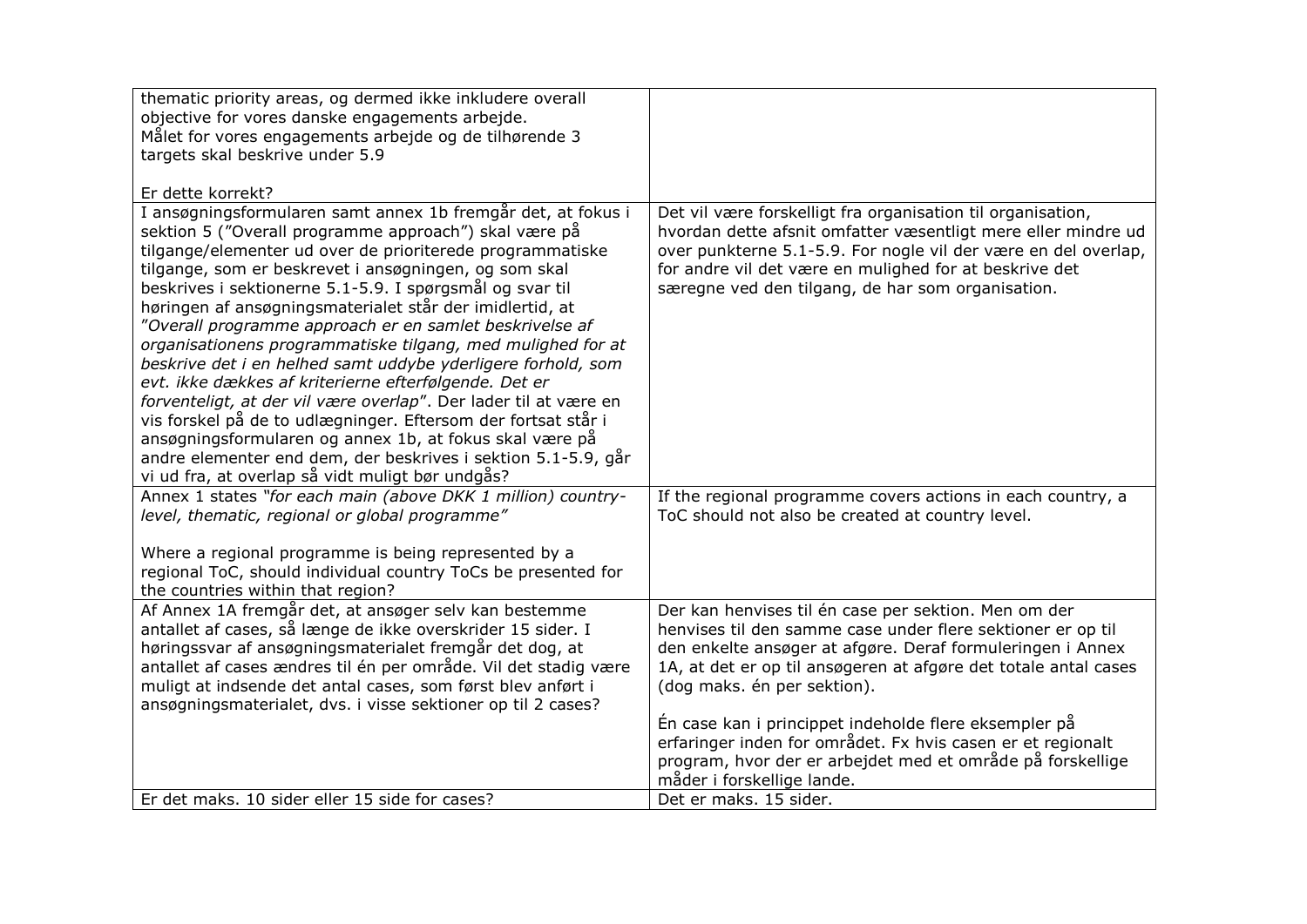| | |
|---|---|
| thematic priority areas, og dermed ikke inkludere overall objective for vores danske engagements arbejde.<br>Målet for vores engagements arbejde og de tilhørende 3 targets skal beskrive under 5.9<br><br>Er dette korrekt? | |
| I ansøgningsformularen samt annex 1b fremgår det, at fokus i sektion 5 ("Overall programme approach") skal være på tilgange/elementer ud over de prioriterede programmatiske tilgange, som er beskrevet i ansøgningen, og som skal beskrives i sektionerne 5.1-5.9. I spørgsmål og svar til høringen af ansøgningsmaterialet står der imidlertid, at *"Overall programme approach er en samlet beskrivelse af organisationens programmatiske tilgang, med mulighed for at beskrive det i en helhed samt uddybe yderligere forhold, som evt. ikke dækkes af kriterierne efterfølgende. Det er forventeligt, at der vil være overlap*". Der lader til at være en vis forskel på de to udlægninger. Eftersom der fortsat står i ansøgningsformularen og annex 1b, at fokus skal være på andre elementer end dem, der beskrives i sektion 5.1-5.9, går vi ud fra, at overlap så vidt muligt bør undgås? | Det vil være forskelligt fra organisation til organisation, hvordan dette afsnit omfatter væsentligt mere eller mindre ud over punkterne 5.1-5.9. For nogle vil der være en del overlap, for andre vil det være en mulighed for at beskrive det særegne ved den tilgang, de har som organisation. |
| Annex 1 states *"for each main (above DKK 1 million) country-level, thematic, regional or global programme"*<br><br>Where a regional programme is being represented by a regional ToC, should individual country ToCs be presented for the countries within that region? | If the regional programme covers actions in each country, a ToC should not also be created at country level. |
| Af Annex 1A fremgår det, at ansøger selv kan bestemme antallet af cases, så længe de ikke overskrider 15 sider. I høringssvar af ansøgningsmaterialet fremgår det dog, at antallet af cases ændres til én per område. Vil det stadig være muligt at indsende det antal cases, som først blev anført i ansøgningsmaterialet, dvs. i visse sektioner op til 2 cases? | Der kan henvises til én case per sektion. Men om der henvises til den samme case under flere sektioner er op til den enkelte ansøger at afgøre. Deraf formuleringen i Annex 1A, at det er op til ansøgeren at afgøre det totale antal cases (dog maks. én per sektion).<br><br>Én case kan i princippet indeholde flere eksempler på erfaringer inden for området. Fx hvis casen er et regionalt program, hvor der er arbejdet med et område på forskellige måder i forskellige lande. |
| Er det maks. 10 sider eller 15 side for cases? | Det er maks. 15 sider. |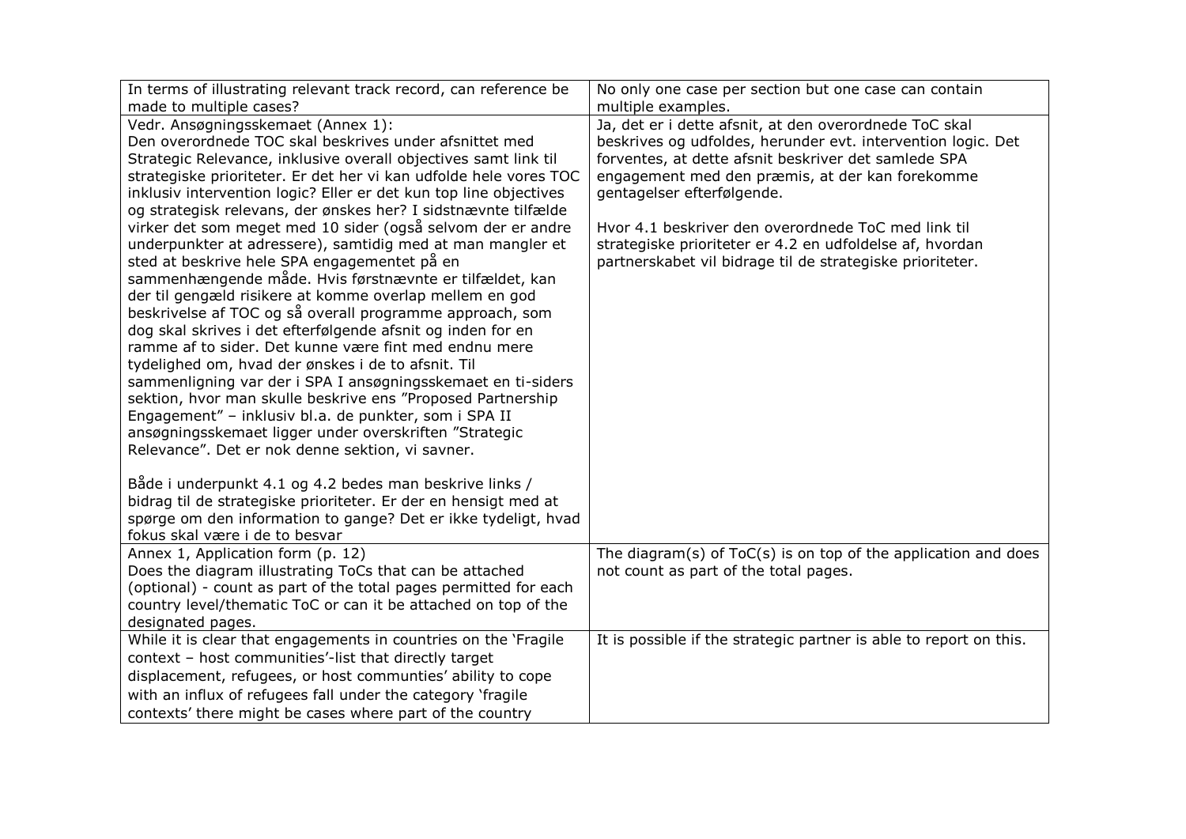| | |
|---|---|
| In terms of illustrating relevant track record, can reference be made to multiple cases? | No only one case per section but one case can contain multiple examples. |
| Vedr. Ansøgningsskemaet (Annex 1):<br>Den overordnede TOC skal beskrives under afsnittet med Strategic Relevance, inklusive overall objectives samt link til strategiske prioriteter. Er det her vi kan udfolde hele vores TOC inklusiv intervention logic? Eller er det kun top line objectives og strategisk relevans, der ønskes her? I sidstnævnte tilfælde virker det som meget med 10 sider (også selvom der er andre underpunkter at adressere), samtidig med at man mangler et sted at beskrive hele SPA engagementet på en sammenhængende måde. Hvis førstnævnte er tilfældet, kan der til gengæld risikere at komme overlap mellem en god beskrivelse af TOC og så overall programme approach, som dog skal skrives i det efterfølgende afsnit og inden for en ramme af to sider. Det kunne være fint med endnu mere tydelighed om, hvad der ønskes i de to afsnit. Til sammenligning var der i SPA I ansøgningsskemaet en ti-siders sektion, hvor man skulle beskrive ens "Proposed Partnership Engagement" – inklusiv bl.a. de punkter, som i SPA II ansøgningsskemaet ligger under overskriften "Strategic Relevance". Det er nok denne sektion, vi savner.<br><br>Både i underpunkt 4.1 og 4.2 bedes man beskrive links / bidrag til de strategiske prioriteter. Er der en hensigt med at spørge om den information to gange? Det er ikke tydeligt, hvad fokus skal være i de to besvar | Ja, det er i dette afsnit, at den overordnede ToC skal beskrives og udfoldes, herunder evt. intervention logic. Det forventes, at dette afsnit beskriver det samlede SPA engagement med den præmis, at der kan forekomme gentagelser efterfølgende.<br><br>Hvor 4.1 beskriver den overordnede ToC med link til strategiske prioriteter er 4.2 en udfoldelse af, hvordan partnerskabet vil bidrage til de strategiske prioriteter. |
| Annex 1, Application form (p. 12)<br>Does the diagram illustrating ToCs that can be attached (optional) - count as part of the total pages permitted for each country level/thematic ToC or can it be attached on top of the designated pages. | The diagram(s) of ToC(s) is on top of the application and does not count as part of the total pages. |
| While it is clear that engagements in countries on the 'Fragile context – host communities'-list that directly target displacement, refugees, or host communties' ability to cope with an influx of refugees fall under the category 'fragile contexts' there might be cases where part of the country | It is possible if the strategic partner is able to report on this. |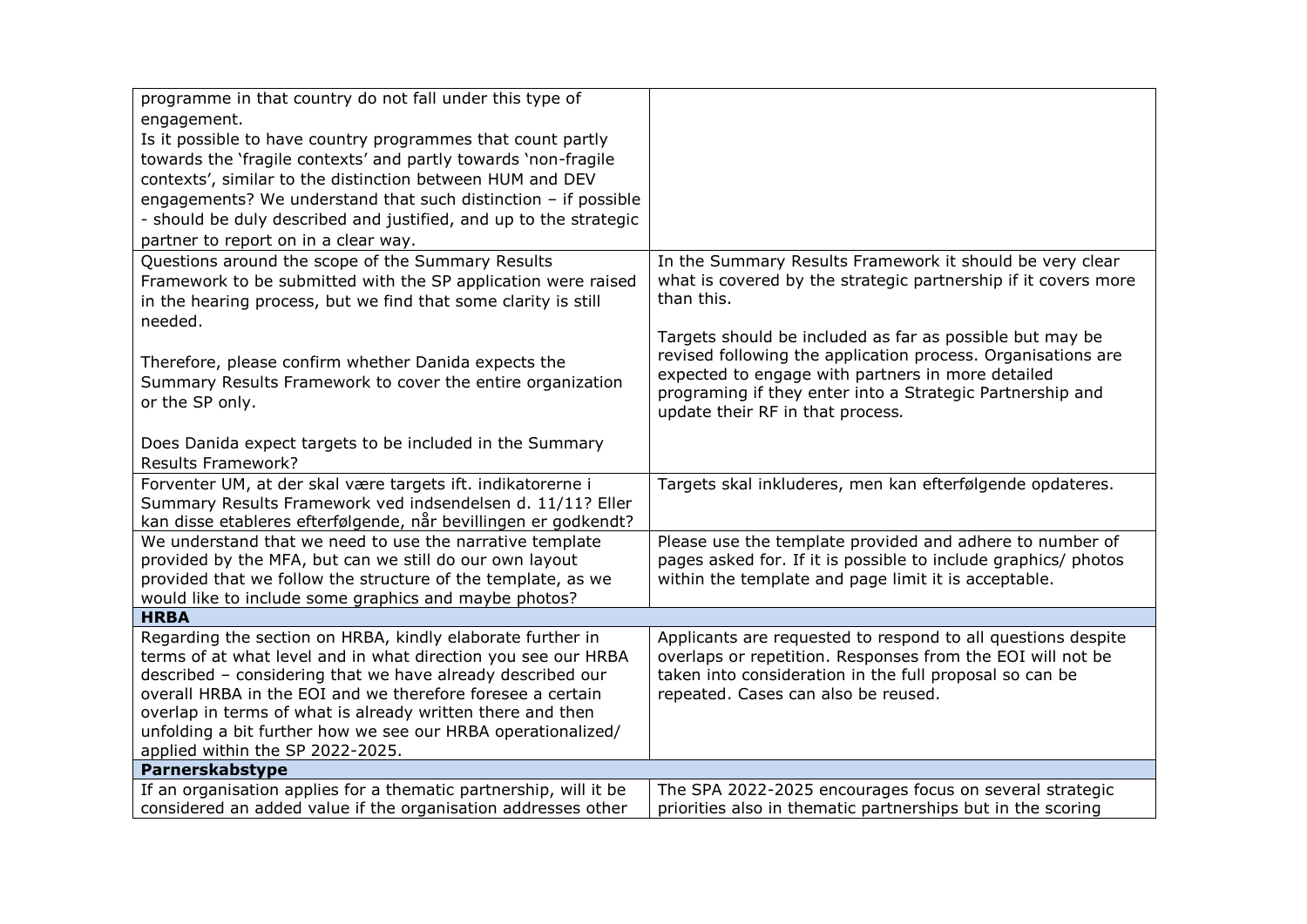| | |
|---|---|
| programme in that country do not fall under this type of engagement.<br>Is it possible to have country programmes that count partly towards the 'fragile contexts' and partly towards 'non-fragile contexts', similar to the distinction between HUM and DEV engagements? We understand that such distinction – if possible - should be duly described and justified, and up to the strategic partner to report on in a clear way. | |
| Questions around the scope of the Summary Results Framework to be submitted with the SP application were raised in the hearing process, but we find that some clarity is still needed.<br><br>Therefore, please confirm whether Danida expects the Summary Results Framework to cover the entire organization or the SP only.<br><br>Does Danida expect targets to be included in the Summary Results Framework? | In the Summary Results Framework it should be very clear what is covered by the strategic partnership if it covers more than this.<br><br>Targets should be included as far as possible but may be revised following the application process. Organisations are expected to engage with partners in more detailed programing if they enter into a Strategic Partnership and update their RF in that process. |
| Forventer UM, at der skal være targets ift. indikatorerne i Summary Results Framework ved indsendelsen d. 11/11? Eller kan disse etableres efterfølgende, når bevillingen er godkendt? | Targets skal inkluderes, men kan efterfølgende opdateres. |
| We understand that we need to use the narrative template provided by the MFA, but can we still do our own layout provided that we follow the structure of the template, as we would like to include some graphics and maybe photos? | Please use the template provided and adhere to number of pages asked for. If it is possible to include graphics/ photos within the template and page limit it is acceptable. |
| **HRBA** | |
| Regarding the section on HRBA, kindly elaborate further in terms of at what level and in what direction you see our HRBA described – considering that we have already described our overall HRBA in the EOI and we therefore foresee a certain overlap in terms of what is already written there and then unfolding a bit further how we see our HRBA operationalized/ applied within the SP 2022-2025. | Applicants are requested to respond to all questions despite overlaps or repetition. Responses from the EOI will not be taken into consideration in the full proposal so can be repeated. Cases can also be reused. |
| **Parnerskabstype** | |
| If an organisation applies for a thematic partnership, will it be considered an added value if the organisation addresses other | The SPA 2022-2025 encourages focus on several strategic priorities also in thematic partnerships but in the scoring |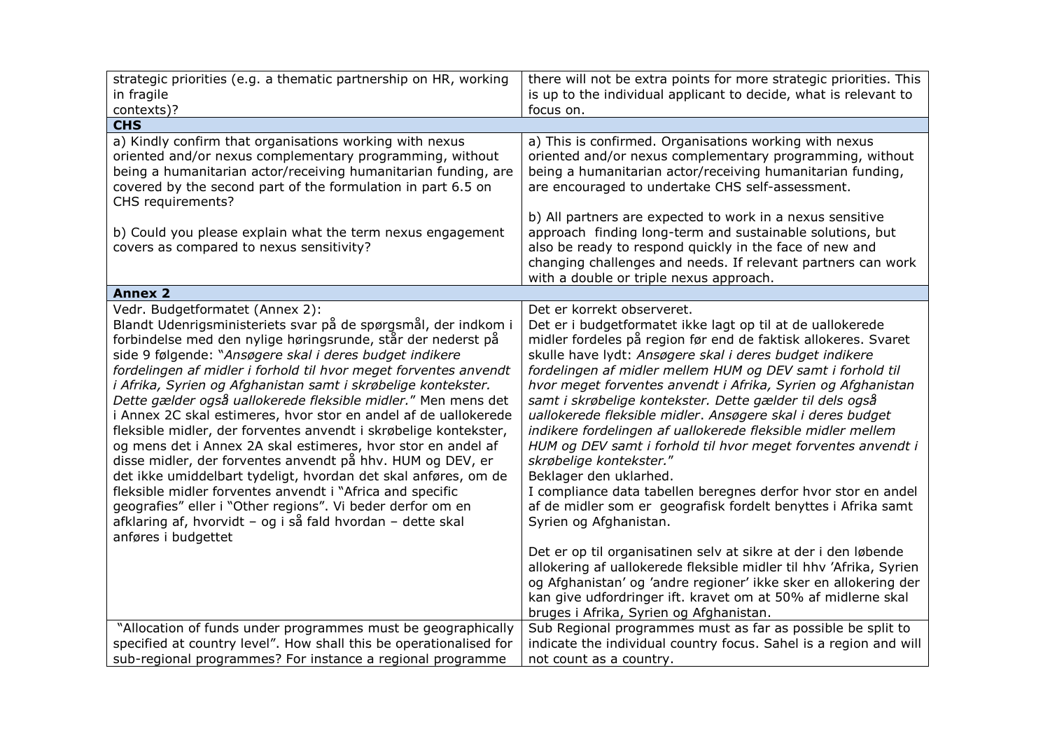| | |
|---|---|
| strategic priorities (e.g. a thematic partnership on HR, working in fragile contexts)? | there will not be extra points for more strategic priorities. This is up to the individual applicant to decide, what is relevant to focus on. |
| **CHS** | |
| a) Kindly confirm that organisations working with nexus oriented and/or nexus complementary programming, without being a humanitarian actor/receiving humanitarian funding, are covered by the second part of the formulation in part 6.5 on CHS requirements?<br><br>b) Could you please explain what the term nexus engagement covers as compared to nexus sensitivity? | a) This is confirmed. Organisations working with nexus oriented and/or nexus complementary programming, without being a humanitarian actor/receiving humanitarian funding, are encouraged to undertake CHS self-assessment.<br><br>b) All partners are expected to work in a nexus sensitive approach finding long-term and sustainable solutions, but also be ready to respond quickly in the face of new and changing challenges and needs. If relevant partners can work with a double or triple nexus approach. |
| **Annex 2** | |
| Vedr. Budgetformatet (Annex 2):<br>Blandt Udenrigsministeriets svar på de spørgsmål, der indkom i forbindelse med den nylige høringsrunde, står der nederst på side 9 følgende: "*Ansøgere skal i deres budget indikere fordelingen af midler i forhold til hvor meget forventes anvendt i Afrika, Syrien og Afghanistan samt i skrøbelige kontekster. Dette gælder også uallokerede fleksible midler.*" Men mens det i Annex 2C skal estimeres, hvor stor en andel af de uallokerede fleksible midler, der forventes anvendt i skrøbelige kontekster, og mens det i Annex 2A skal estimeres, hvor stor en andel af disse midler, der forventes anvendt på hhv. HUM og DEV, er det ikke umiddelbart tydeligt, hvordan det skal anføres, om de fleksible midler forventes anvendt i "Africa and specific geografies" eller i "Other regions". Vi beder derfor om en afklaring af, hvorvidt – og i så fald hvordan – dette skal anføres i budgettet | Det er korrekt observeret.<br>Det er i budgetformatet ikke lagt op til at de uallokerede midler fordeles på region før end de faktisk allokeres. Svaret skulle have lydt: *Ansøgere skal i deres budget indikere fordelingen af midler mellem HUM og DEV samt i forhold til hvor meget forventes anvendt i Afrika, Syrien og Afghanistan samt i skrøbelige kontekster. Dette gælder til dels også uallokerede fleksible midler. Ansøgere skal i deres budget indikere fordelingen af uallokerede fleksible midler mellem HUM og DEV samt i forhold til hvor meget forventes anvendt i skrøbelige kontekster.*"<br>Beklager den uklarhed.<br>I compliance data tabellen beregnes derfor hvor stor en andel af de midler som er geografisk fordelt benyttes i Afrika samt Syrien og Afghanistan.<br><br>Det er op til organisatinen selv at sikre at der i den løbende allokering af uallokerede fleksible midler til hhv 'Afrika, Syrien og Afghanistan' og 'andre regioner' ikke sker en allokering der kan give udfordringer ift. kravet om at 50% af midlerne skal bruges i Afrika, Syrien og Afghanistan. |
| "Allocation of funds under programmes must be geographically specified at country level". How shall this be operationalised for sub-regional programmes? For instance a regional programme | Sub Regional programmes must as far as possible be split to indicate the individual country focus. Sahel is a region and will not count as a country. |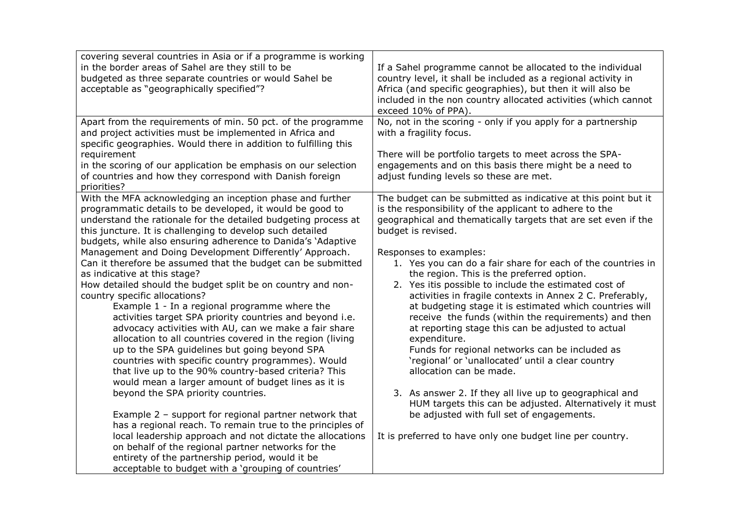| | |
|---|---|
| covering several countries in Asia or if a programme is working in the border areas of Sahel are they still to be budgeted as three separate countries or would Sahel be acceptable as "geographically specified"? | If a Sahel programme cannot be allocated to the individual country level, it shall be included as a regional activity in Africa (and specific geographies), but then it will also be included in the non country allocated activities (which cannot exceed 10% of PPA). |
| Apart from the requirements of min. 50 pct. of the programme and project activities must be implemented in Africa and specific geographies. Would there in addition to fulfilling this requirement<br>in the scoring of our application be emphasis on our selection of countries and how they correspond with Danish foreign priorities? | No, not in the scoring - only if you apply for a partnership with a fragility focus.<br><br>There will be portfolio targets to meet across the SPA-engagements and on this basis there might be a need to adjust funding levels so these are met. |
| With the MFA acknowledging an inception phase and further programmatic details to be developed, it would be good to understand the rationale for the detailed budgeting process at this juncture. It is challenging to develop such detailed budgets, while also ensuring adherence to Danida's 'Adaptive Management and Doing Development Differently' Approach. Can it therefore be assumed that the budget can be submitted as indicative at this stage?<br>How detailed should the budget split be on country and non-country specific allocations?<br>Example 1 - In a regional programme where the activities target SPA priority countries and beyond i.e. advocacy activities with AU, can we make a fair share allocation to all countries covered in the region (living up to the SPA guidelines but going beyond SPA countries with specific country programmes). Would that live up to the 90% country-based criteria? This would mean a larger amount of budget lines as it is beyond the SPA priority countries.<br><br>Example 2 – support for regional partner network that has a regional reach. To remain true to the principles of local leadership approach and not dictate the allocations on behalf of the regional partner networks for the entirety of the partnership period, would it be acceptable to budget with a 'grouping of countries' | The budget can be submitted as indicative at this point but it is the responsibility of the applicant to adhere to the geographical and thematically targets that are set even if the budget is revised.<br><br>Responses to examples:<br>1. Yes you can do a fair share for each of the countries in the region. This is the preferred option.<br>2. Yes itis possible to include the estimated cost of activities in fragile contexts in Annex 2 C. Preferably, at budgeting stage it is estimated which countries will receive the funds (within the requirements) and then at reporting stage this can be adjusted to actual expenditure.<br>Funds for regional networks can be included as 'regional' or 'unallocated' until a clear country allocation can be made.<br><br>3. As answer 2. If they all live up to geographical and HUM targets this can be adjusted. Alternatively it must be adjusted with full set of engagements.<br><br>It is preferred to have only one budget line per country. |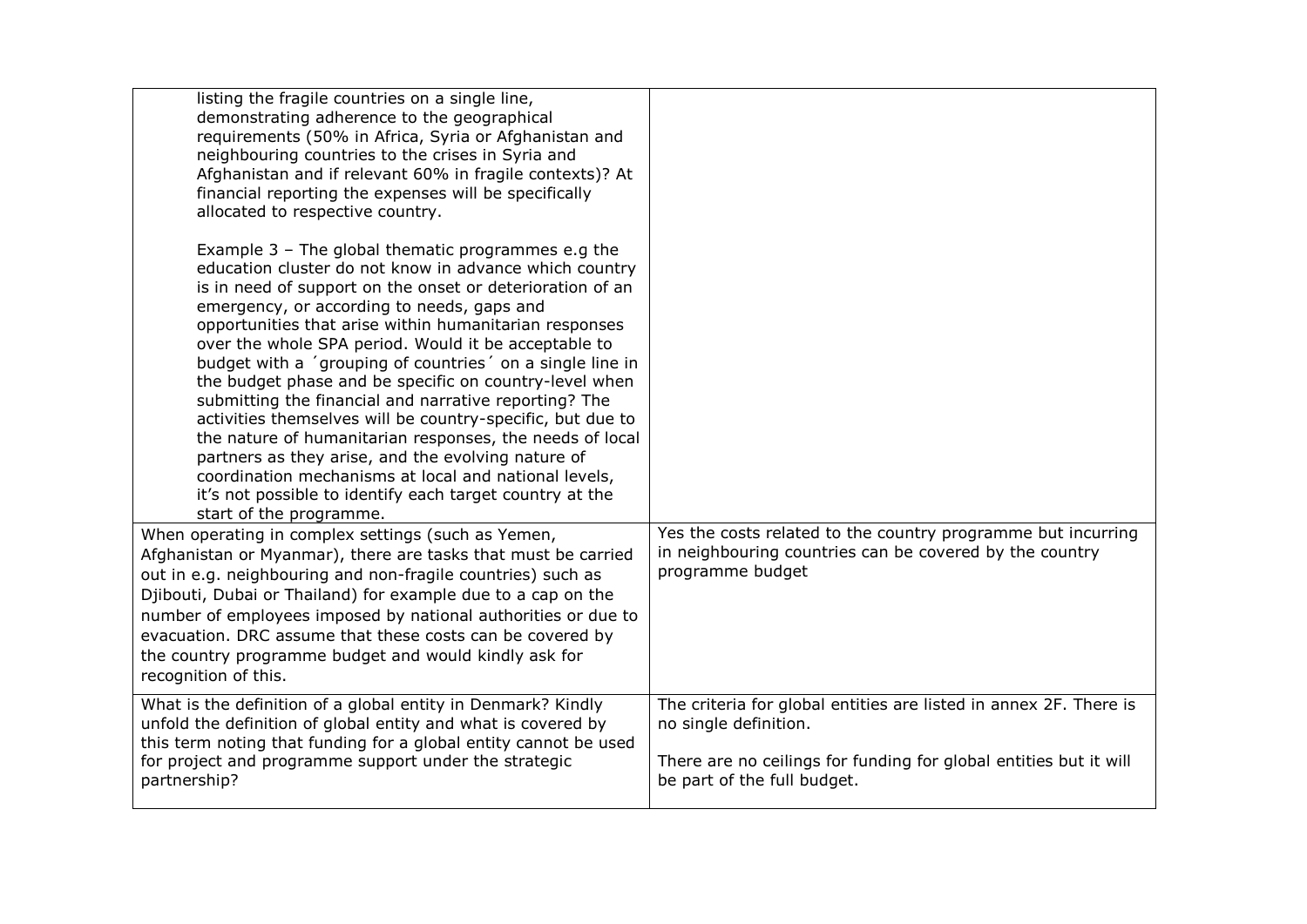| | |
|---|---|
| listing the fragile countries on a single line, demonstrating adherence to the geographical requirements (50% in Africa, Syria or Afghanistan and neighbouring countries to the crises in Syria and Afghanistan and if relevant 60% in fragile contexts)? At financial reporting the expenses will be specifically allocated to respective country.<br><br>Example 3 – The global thematic programmes e.g the education cluster do not know in advance which country is in need of support on the onset or deterioration of an emergency, or according to needs, gaps and opportunities that arise within humanitarian responses over the whole SPA period. Would it be acceptable to budget with a ´grouping of countries´ on a single line in the budget phase and be specific on country-level when submitting the financial and narrative reporting? The activities themselves will be country-specific, but due to the nature of humanitarian responses, the needs of local partners as they arise, and the evolving nature of coordination mechanisms at local and national levels, it's not possible to identify each target country at the start of the programme. | |
| When operating in complex settings (such as Yemen, Afghanistan or Myanmar), there are tasks that must be carried out in e.g. neighbouring and non-fragile countries) such as Djibouti, Dubai or Thailand) for example due to a cap on the number of employees imposed by national authorities or due to evacuation. DRC assume that these costs can be covered by the country programme budget and would kindly ask for recognition of this. | Yes the costs related to the country programme but incurring in neighbouring countries can be covered by the country programme budget |
| What is the definition of a global entity in Denmark? Kindly unfold the definition of global entity and what is covered by this term noting that funding for a global entity cannot be used for project and programme support under the strategic partnership? | The criteria for global entities are listed in annex 2F. There is no single definition.<br><br>There are no ceilings for funding for global entities but it will be part of the full budget. |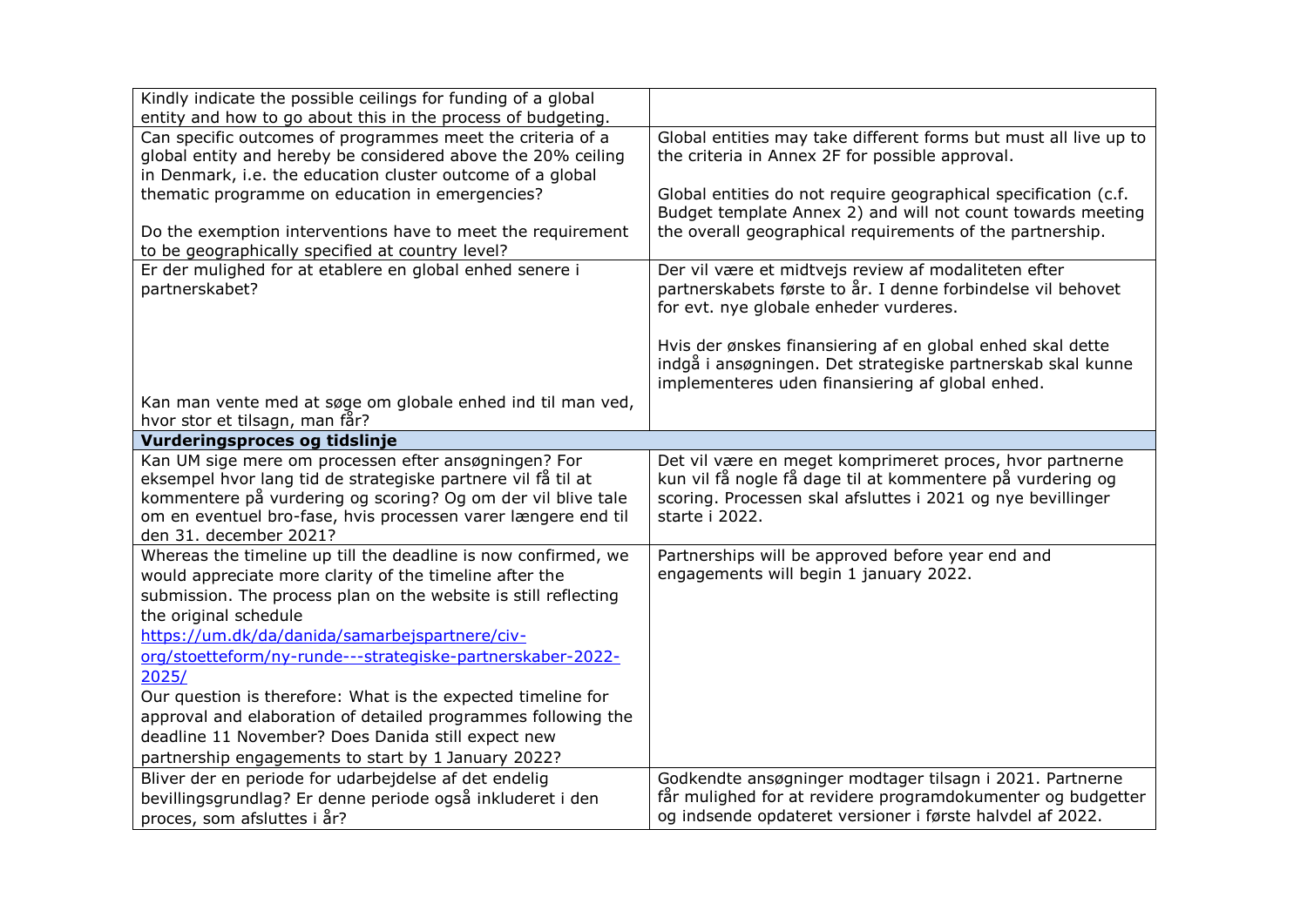| | |
|---|---|
| Kindly indicate the possible ceilings for funding of a global entity and how to go about this in the process of budgeting. | |
| Can specific outcomes of programmes meet the criteria of a global entity and hereby be considered above the 20% ceiling in Denmark, i.e. the education cluster outcome of a global thematic programme on education in emergencies?<br><br>Do the exemption interventions have to meet the requirement to be geographically specified at country level? | Global entities may take different forms but must all live up to the criteria in Annex 2F for possible approval.<br><br>Global entities do not require geographical specification (c.f. Budget template Annex 2) and will not count towards meeting the overall geographical requirements of the partnership. |
| Er der mulighed for at etablere en global enhed senere i partnerskabet?<br><br>Kan man vente med at søge om globale enhed ind til man ved, hvor stor et tilsagn, man får? | Der vil være et midtvejs review af modaliteten efter partnerskabets første to år. I denne forbindelse vil behovet for evt. nye globale enheder vurderes.<br><br>Hvis der ønskes finansiering af en global enhed skal dette indgå i ansøgningen. Det strategiske partnerskab skal kunne implementeres uden finansiering af global enhed. |
| **Vurderingsproces og tidslinje** | |
| Kan UM sige mere om processen efter ansøgningen? For eksempel hvor lang tid de strategiske partnere vil få til at kommentere på vurdering og scoring? Og om der vil blive tale om en eventuel bro-fase, hvis processen varer længere end til den 31. december 2021? | Det vil være en meget komprimeret proces, hvor partnerne kun vil få nogle få dage til at kommentere på vurdering og scoring. Processen skal afsluttes i 2021 og nye bevillinger starte i 2022. |
| Whereas the timeline up till the deadline is now confirmed, we would appreciate more clarity of the timeline after the submission. The process plan on the website is still reflecting the original schedule https://um.dk/da/danida/samarbejspartnere/civ-org/stoetteform/ny-runde---strategiske-partnerskaber-2022-2025/<br>Our question is therefore: What is the expected timeline for approval and elaboration of detailed programmes following the deadline 11 November? Does Danida still expect new partnership engagements to start by 1 January 2022? | Partnerships will be approved before year end and engagements will begin 1 january 2022. |
| Bliver der en periode for udarbejdelse af det endelig bevillingsgrundlag? Er denne periode også inkluderet i den proces, som afsluttes i år? | Godkendte ansøgninger modtager tilsagn i 2021. Partnerne får mulighed for at revidere programdokumenter og budgetter og indsende opdateret versioner i første halvdel af 2022. |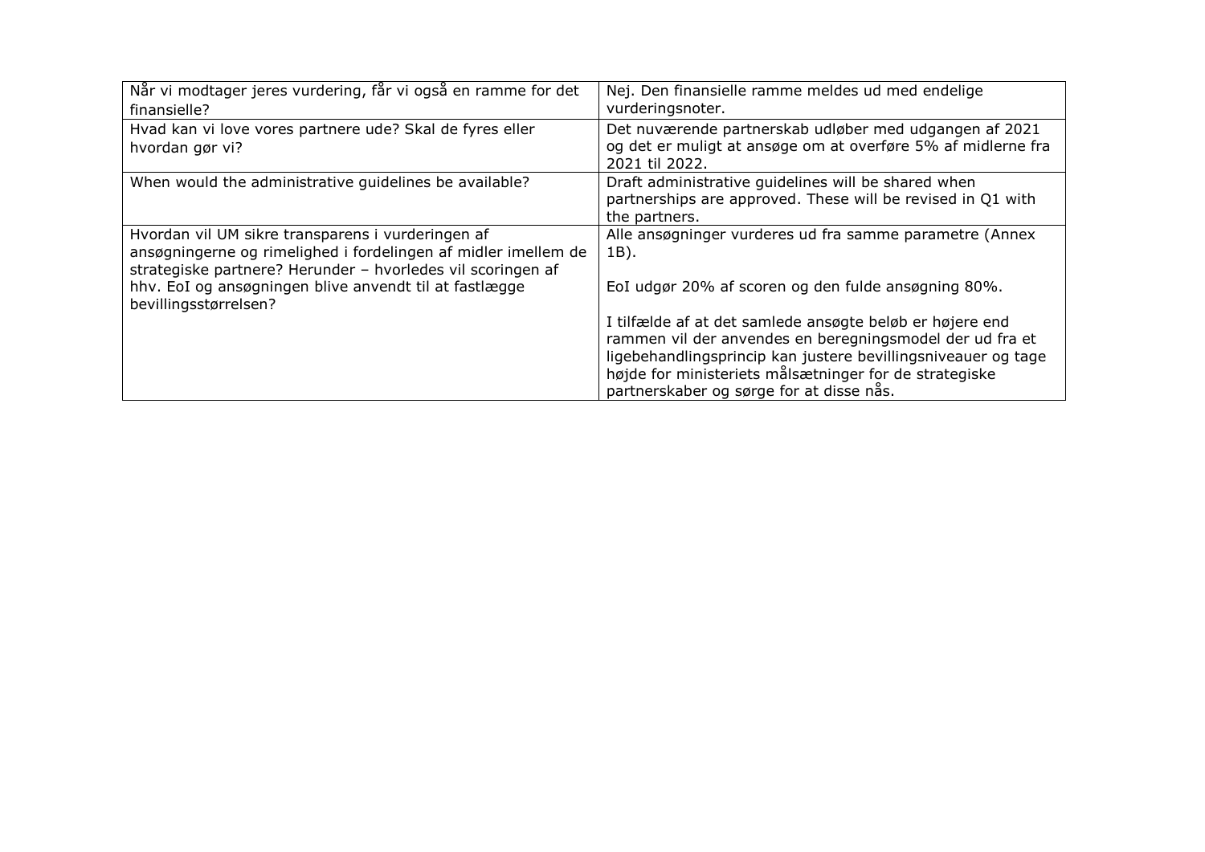| | |
|---|---|
| Når vi modtager jeres vurdering, får vi også en ramme for det finansielle? | Nej. Den finansielle ramme meldes ud med endelige vurderingsnoter. |
| Hvad kan vi love vores partnere ude? Skal de fyres eller hvordan gør vi? | Det nuværende partnerskab udløber med udgangen af 2021 og det er muligt at ansøge om at overføre 5% af midlerne fra 2021 til 2022. |
| When would the administrative guidelines be available? | Draft administrative guidelines will be shared when partnerships are approved. These will be revised in Q1 with the partners. |
| Hvordan vil UM sikre transparens i vurderingen af ansøgningerne og rimelighed i fordelingen af midler imellem de strategiske partnere? Herunder – hvorledes vil scoringen af hhv. EoI og ansøgningen blive anvendt til at fastlægge bevillingsstørrelsen? | Alle ansøgninger vurderes ud fra samme parametre (Annex 1B).<br><br>EoI udgør 20% af scoren og den fulde ansøgning 80%.<br><br>I tilfælde af at det samlede ansøgte beløb er højere end rammen vil der anvendes en beregningsmodel der ud fra et ligebehandlingsprincip kan justere bevillingsniveauer og tage højde for ministeriets målsætninger for de strategiske partnerskaber og sørge for at disse nås. |